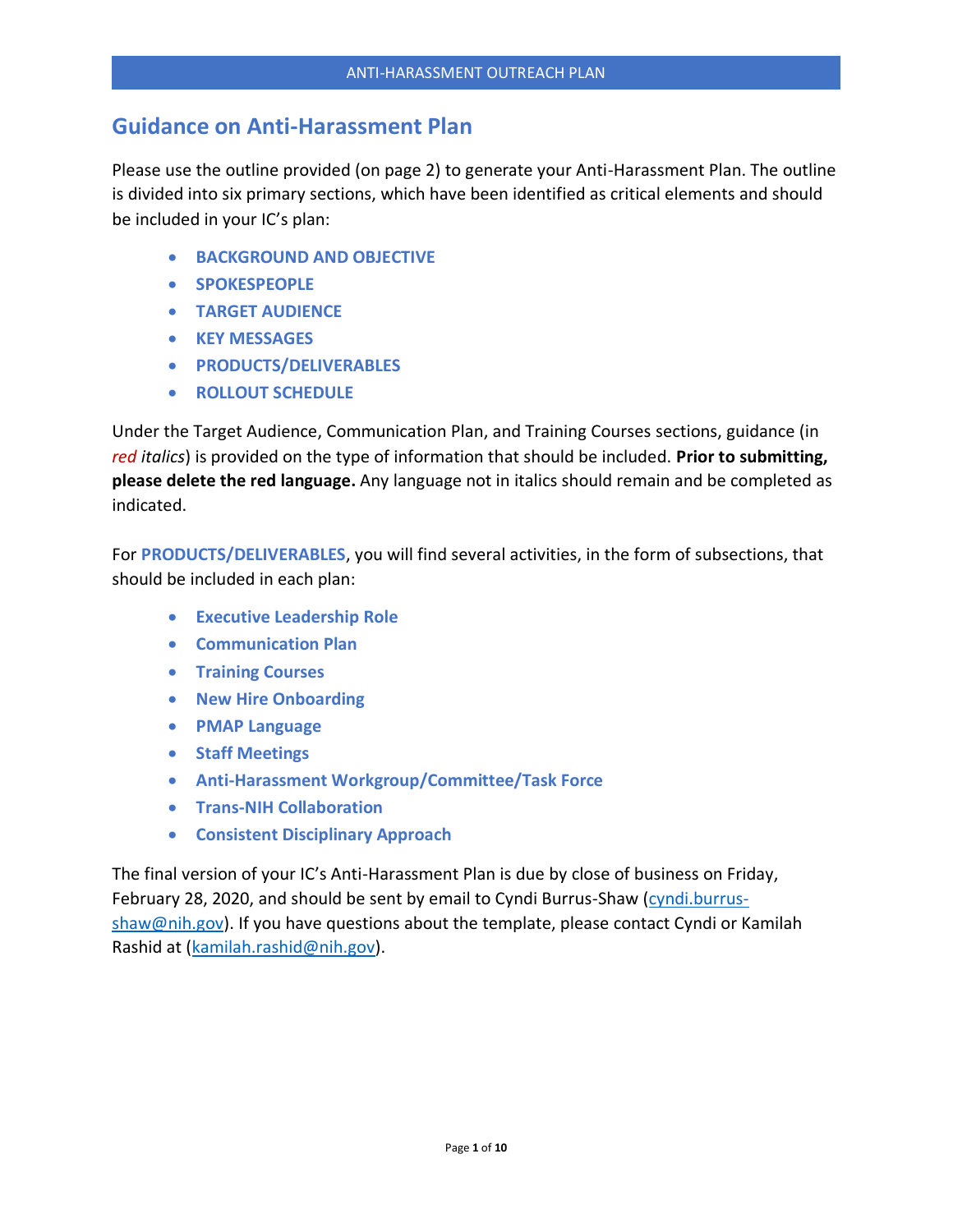# Guidance on Anti-Harassment Plan

Please use the outline provided (on page 2) to generate your Anti-Harassment Plan. The outline is divided into six primary sections, which have been identified as critical elements and should be included in your IC's plan:

- **BACKGROUND AND OBJECTIVE**
- **SPOKESPEOPLE**
- **TARGET AUDIENCE**
- **KEY MESSAGES**
- **PRODUCTS/DELIVERABLES**
- **ROLLOUT SCHEDULE**

Under the Target Audience, Communication Plan, and Training Courses sections, guidance (in *red italics*) is provided on the type of information that should be included. **Prior to submitting, please delete the red language.** Any language not in italics should remain and be completed as indicated.

For **PRODUCTS/DELIVERABLES**, you will find several activities, in the form of subsections, that should be included in each plan:

- **Executive Leadership Role**
- **Communication Plan**
- **Training Courses**
- **New Hire Onboarding**
- **PMAP Language**
- **Staff Meetings**
- **Anti-Harassment Workgroup/Committee/Task Force**
- **Trans-NIH Collaboration**
- **Consistent Disciplinary Approach**

The final version of your IC's Anti-Harassment Plan is due by close of business on Friday, February 28, 2020, and should be sent by email to Cyndi Burrus-Shaw (cyndi.burrus-shaw@nih.gov). If you have questions about the template, please contact Cyndi or Kamilah Rashid at (kamilah.rashid@nih.gov).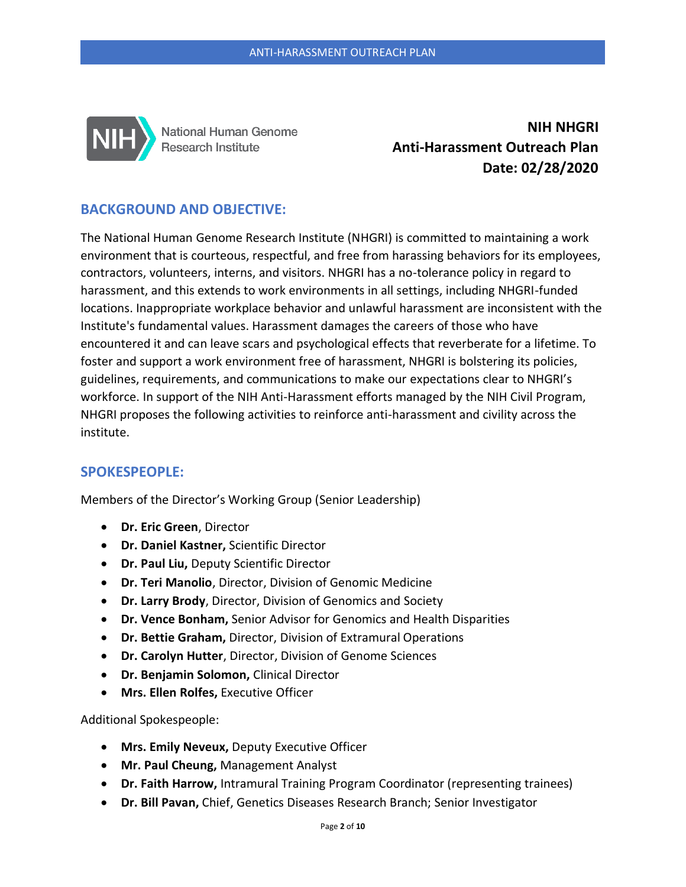National Human Genome Research Institute

**NIH NHGRI**
**Anti-Harassment Outreach Plan**
**Date: 02/28/2020**

## BACKGROUND AND OBJECTIVE:

The National Human Genome Research Institute (NHGRI) is committed to maintaining a work environment that is courteous, respectful, and free from harassing behaviors for its employees, contractors, volunteers, interns, and visitors. NHGRI has a no-tolerance policy in regard to harassment, and this extends to work environments in all settings, including NHGRI-funded locations. Inappropriate workplace behavior and unlawful harassment are inconsistent with the Institute's fundamental values. Harassment damages the careers of those who have encountered it and can leave scars and psychological effects that reverberate for a lifetime. To foster and support a work environment free of harassment, NHGRI is bolstering its policies, guidelines, requirements, and communications to make our expectations clear to NHGRI's workforce. In support of the NIH Anti-Harassment efforts managed by the NIH Civil Program, NHGRI proposes the following activities to reinforce anti-harassment and civility across the institute.

## SPOKESPEOPLE:

Members of the Director's Working Group (Senior Leadership)

- **Dr. Eric Green**, Director
- **Dr. Daniel Kastner,** Scientific Director
- **Dr. Paul Liu,** Deputy Scientific Director
- **Dr. Teri Manolio**, Director, Division of Genomic Medicine
- **Dr. Larry Brody**, Director, Division of Genomics and Society
- **Dr. Vence Bonham,** Senior Advisor for Genomics and Health Disparities
- **Dr. Bettie Graham,** Director, Division of Extramural Operations
- **Dr. Carolyn Hutter**, Director, Division of Genome Sciences
- **Dr. Benjamin Solomon,** Clinical Director
- **Mrs. Ellen Rolfes,** Executive Officer

Additional Spokespeople:

- **Mrs. Emily Neveux,** Deputy Executive Officer
- **Mr. Paul Cheung,** Management Analyst
- **Dr. Faith Harrow,** Intramural Training Program Coordinator (representing trainees)
- **Dr. Bill Pavan,** Chief, Genetics Diseases Research Branch; Senior Investigator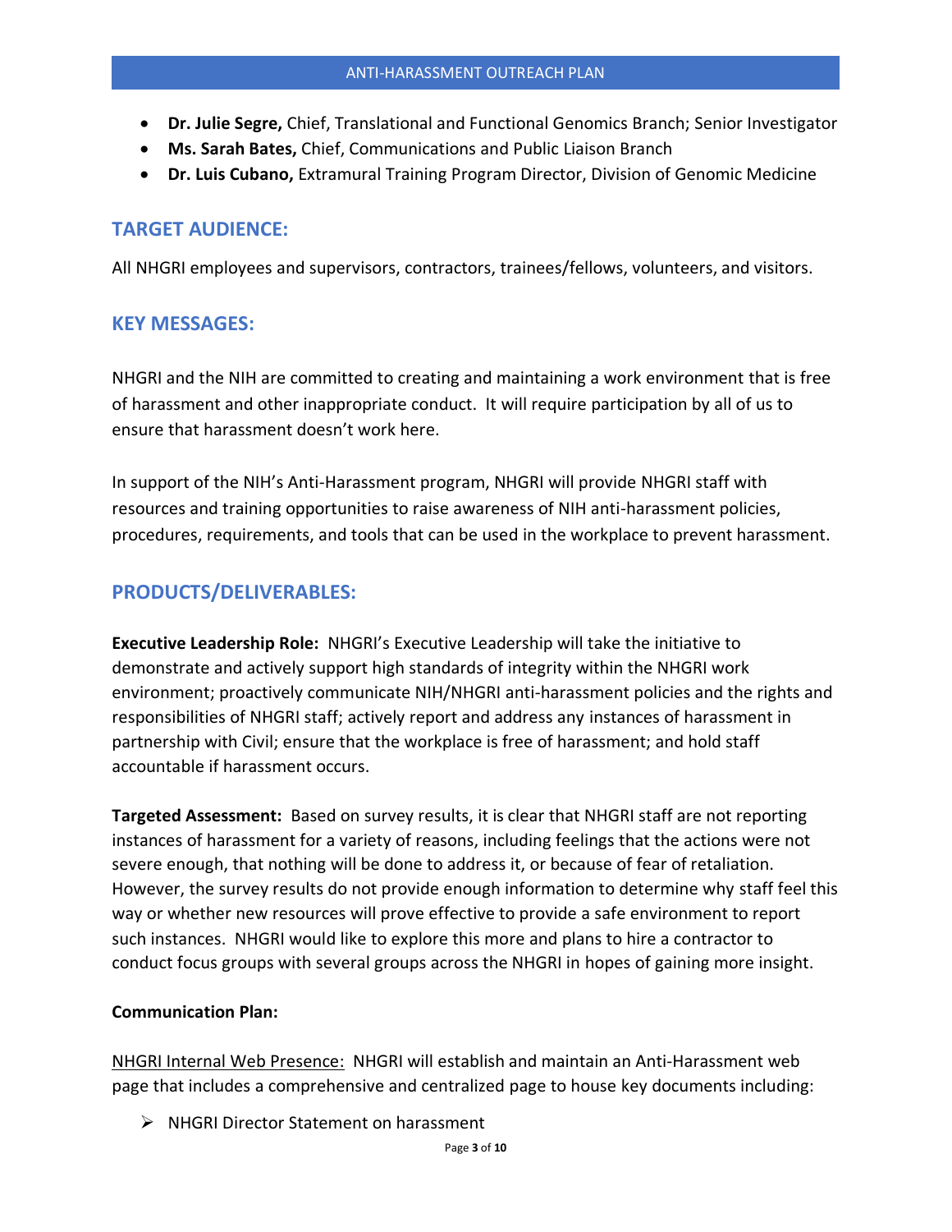- **Dr. Julie Segre,** Chief, Translational and Functional Genomics Branch; Senior Investigator
- **Ms. Sarah Bates,** Chief, Communications and Public Liaison Branch
- **Dr. Luis Cubano,** Extramural Training Program Director, Division of Genomic Medicine

## TARGET AUDIENCE:

All NHGRI employees and supervisors, contractors, trainees/fellows, volunteers, and visitors.

## KEY MESSAGES:

NHGRI and the NIH are committed to creating and maintaining a work environment that is free of harassment and other inappropriate conduct. It will require participation by all of us to ensure that harassment doesn't work here.

In support of the NIH's Anti-Harassment program, NHGRI will provide NHGRI staff with resources and training opportunities to raise awareness of NIH anti-harassment policies, procedures, requirements, and tools that can be used in the workplace to prevent harassment.

## PRODUCTS/DELIVERABLES:

**Executive Leadership Role:** NHGRI's Executive Leadership will take the initiative to demonstrate and actively support high standards of integrity within the NHGRI work environment; proactively communicate NIH/NHGRI anti-harassment policies and the rights and responsibilities of NHGRI staff; actively report and address any instances of harassment in partnership with Civil; ensure that the workplace is free of harassment; and hold staff accountable if harassment occurs.

**Targeted Assessment:** Based on survey results, it is clear that NHGRI staff are not reporting instances of harassment for a variety of reasons, including feelings that the actions were not severe enough, that nothing will be done to address it, or because of fear of retaliation. However, the survey results do not provide enough information to determine why staff feel this way or whether new resources will prove effective to provide a safe environment to report such instances. NHGRI would like to explore this more and plans to hire a contractor to conduct focus groups with several groups across the NHGRI in hopes of gaining more insight.

**Communication Plan:**

NHGRI Internal Web Presence: NHGRI will establish and maintain an Anti-Harassment web page that includes a comprehensive and centralized page to house key documents including:

- NHGRI Director Statement on harassment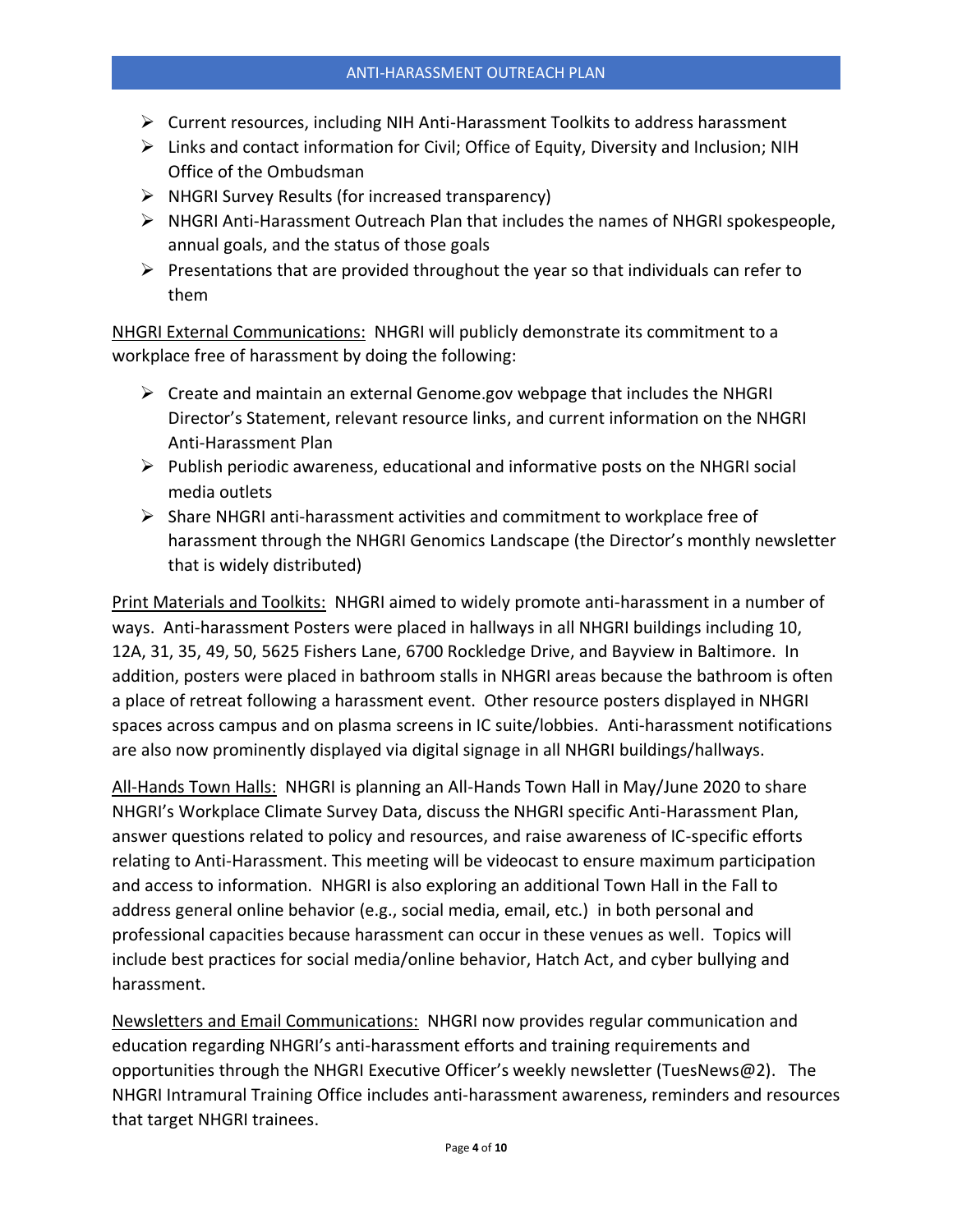- Current resources, including NIH Anti-Harassment Toolkits to address harassment
- Links and contact information for Civil; Office of Equity, Diversity and Inclusion; NIH Office of the Ombudsman
- NHGRI Survey Results (for increased transparency)
- NHGRI Anti-Harassment Outreach Plan that includes the names of NHGRI spokespeople, annual goals, and the status of those goals
- Presentations that are provided throughout the year so that individuals can refer to them

<u>NHGRI External Communications:</u> NHGRI will publicly demonstrate its commitment to a workplace free of harassment by doing the following:

- Create and maintain an external Genome.gov webpage that includes the NHGRI Director's Statement, relevant resource links, and current information on the NHGRI Anti-Harassment Plan
- Publish periodic awareness, educational and informative posts on the NHGRI social media outlets
- Share NHGRI anti-harassment activities and commitment to workplace free of harassment through the NHGRI Genomics Landscape (the Director's monthly newsletter that is widely distributed)

<u>Print Materials and Toolkits:</u> NHGRI aimed to widely promote anti-harassment in a number of ways. Anti-harassment Posters were placed in hallways in all NHGRI buildings including 10, 12A, 31, 35, 49, 50, 5625 Fishers Lane, 6700 Rockledge Drive, and Bayview in Baltimore. In addition, posters were placed in bathroom stalls in NHGRI areas because the bathroom is often a place of retreat following a harassment event. Other resource posters displayed in NHGRI spaces across campus and on plasma screens in IC suite/lobbies. Anti-harassment notifications are also now prominently displayed via digital signage in all NHGRI buildings/hallways.

<u>All-Hands Town Halls:</u> NHGRI is planning an All-Hands Town Hall in May/June 2020 to share NHGRI's Workplace Climate Survey Data, discuss the NHGRI specific Anti-Harassment Plan, answer questions related to policy and resources, and raise awareness of IC-specific efforts relating to Anti-Harassment. This meeting will be videocast to ensure maximum participation and access to information. NHGRI is also exploring an additional Town Hall in the Fall to address general online behavior (e.g., social media, email, etc.) in both personal and professional capacities because harassment can occur in these venues as well. Topics will include best practices for social media/online behavior, Hatch Act, and cyber bullying and harassment.

<u>Newsletters and Email Communications:</u> NHGRI now provides regular communication and education regarding NHGRI's anti-harassment efforts and training requirements and opportunities through the NHGRI Executive Officer's weekly newsletter (TuesNews@2). The NHGRI Intramural Training Office includes anti-harassment awareness, reminders and resources that target NHGRI trainees.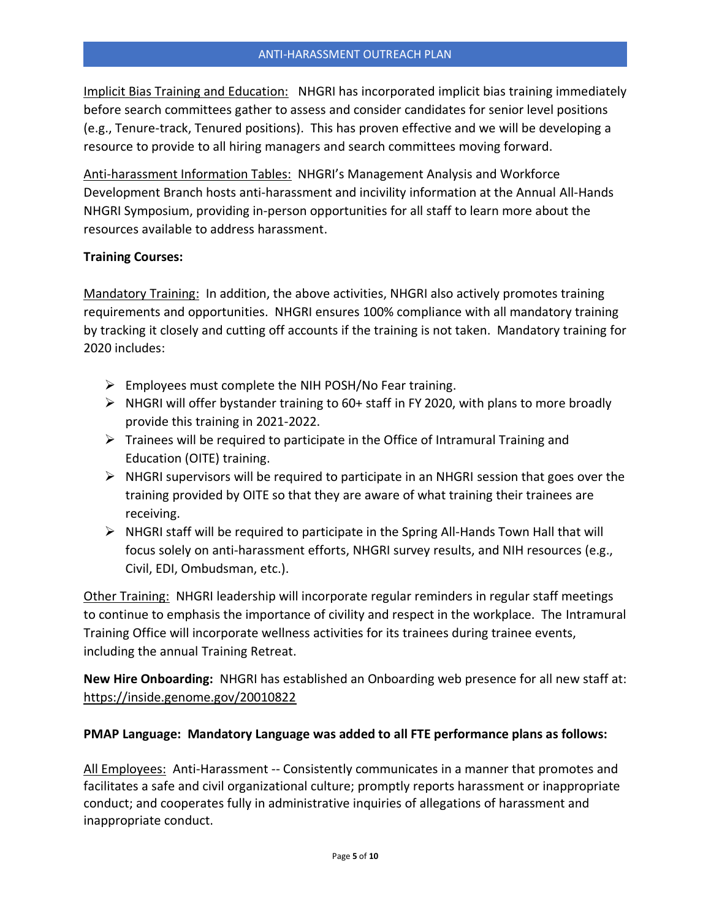Implicit Bias Training and Education: NHGRI has incorporated implicit bias training immediately before search committees gather to assess and consider candidates for senior level positions (e.g., Tenure-track, Tenured positions). This has proven effective and we will be developing a resource to provide to all hiring managers and search committees moving forward.

Anti-harassment Information Tables: NHGRI's Management Analysis and Workforce Development Branch hosts anti-harassment and incivility information at the Annual All-Hands NHGRI Symposium, providing in-person opportunities for all staff to learn more about the resources available to address harassment.

**Training Courses:**

Mandatory Training: In addition, the above activities, NHGRI also actively promotes training requirements and opportunities. NHGRI ensures 100% compliance with all mandatory training by tracking it closely and cutting off accounts if the training is not taken. Mandatory training for 2020 includes:

- Employees must complete the NIH POSH/No Fear training.
- NHGRI will offer bystander training to 60+ staff in FY 2020, with plans to more broadly provide this training in 2021-2022.
- Trainees will be required to participate in the Office of Intramural Training and Education (OITE) training.
- NHGRI supervisors will be required to participate in an NHGRI session that goes over the training provided by OITE so that they are aware of what training their trainees are receiving.
- NHGRI staff will be required to participate in the Spring All-Hands Town Hall that will focus solely on anti-harassment efforts, NHGRI survey results, and NIH resources (e.g., Civil, EDI, Ombudsman, etc.).

Other Training: NHGRI leadership will incorporate regular reminders in regular staff meetings to continue to emphasis the importance of civility and respect in the workplace. The Intramural Training Office will incorporate wellness activities for its trainees during trainee events, including the annual Training Retreat.

**New Hire Onboarding:** NHGRI has established an Onboarding web presence for all new staff at: https://inside.genome.gov/20010822

**PMAP Language: Mandatory Language was added to all FTE performance plans as follows:**

All Employees: Anti-Harassment -- Consistently communicates in a manner that promotes and facilitates a safe and civil organizational culture; promptly reports harassment or inappropriate conduct; and cooperates fully in administrative inquiries of allegations of harassment and inappropriate conduct.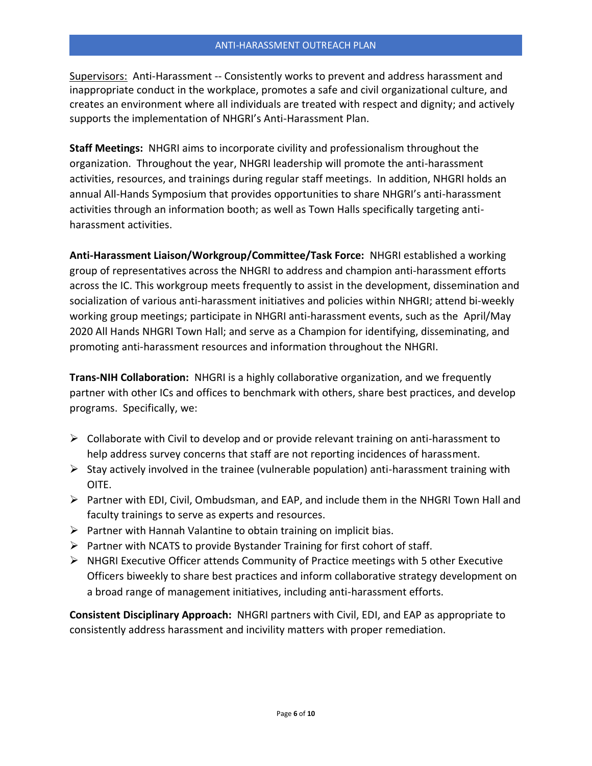Supervisors: Anti-Harassment -- Consistently works to prevent and address harassment and inappropriate conduct in the workplace, promotes a safe and civil organizational culture, and creates an environment where all individuals are treated with respect and dignity; and actively supports the implementation of NHGRI's Anti-Harassment Plan.

**Staff Meetings:** NHGRI aims to incorporate civility and professionalism throughout the organization. Throughout the year, NHGRI leadership will promote the anti-harassment activities, resources, and trainings during regular staff meetings. In addition, NHGRI holds an annual All-Hands Symposium that provides opportunities to share NHGRI's anti-harassment activities through an information booth; as well as Town Halls specifically targeting anti-harassment activities.

**Anti-Harassment Liaison/Workgroup/Committee/Task Force:** NHGRI established a working group of representatives across the NHGRI to address and champion anti-harassment efforts across the IC. This workgroup meets frequently to assist in the development, dissemination and socialization of various anti-harassment initiatives and policies within NHGRI; attend bi-weekly working group meetings; participate in NHGRI anti-harassment events, such as the April/May 2020 All Hands NHGRI Town Hall; and serve as a Champion for identifying, disseminating, and promoting anti-harassment resources and information throughout the NHGRI.

**Trans-NIH Collaboration:** NHGRI is a highly collaborative organization, and we frequently partner with other ICs and offices to benchmark with others, share best practices, and develop programs. Specifically, we:

- Collaborate with Civil to develop and or provide relevant training on anti-harassment to help address survey concerns that staff are not reporting incidences of harassment.
- Stay actively involved in the trainee (vulnerable population) anti-harassment training with OITE.
- Partner with EDI, Civil, Ombudsman, and EAP, and include them in the NHGRI Town Hall and faculty trainings to serve as experts and resources.
- Partner with Hannah Valantine to obtain training on implicit bias.
- Partner with NCATS to provide Bystander Training for first cohort of staff.
- NHGRI Executive Officer attends Community of Practice meetings with 5 other Executive Officers biweekly to share best practices and inform collaborative strategy development on a broad range of management initiatives, including anti-harassment efforts.

**Consistent Disciplinary Approach:** NHGRI partners with Civil, EDI, and EAP as appropriate to consistently address harassment and incivility matters with proper remediation.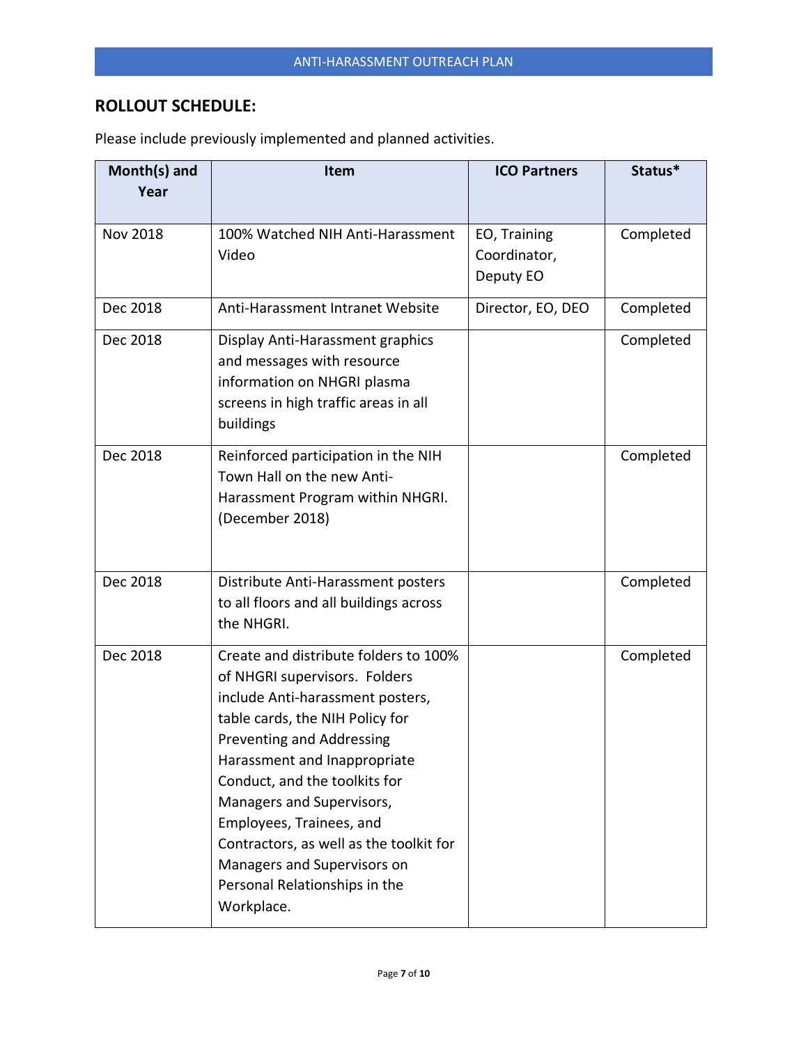## ROLLOUT SCHEDULE:

Please include previously implemented and planned activities.

| Month(s) and Year | Item | ICO Partners | Status* |
| --- | --- | --- | --- |
| Nov 2018 | 100% Watched NIH Anti-Harassment Video | EO, Training Coordinator, Deputy EO | Completed |
| Dec 2018 | Anti-Harassment Intranet Website | Director, EO, DEO | Completed |
| Dec 2018 | Display Anti-Harassment graphics and messages with resource information on NHGRI plasma screens in high traffic areas in all buildings | | Completed |
| Dec 2018 | Reinforced participation in the NIH Town Hall on the new Anti-Harassment Program within NHGRI. (December 2018) | | Completed |
| Dec 2018 | Distribute Anti-Harassment posters to all floors and all buildings across the NHGRI. | | Completed |
| Dec 2018 | Create and distribute folders to 100% of NHGRI supervisors. Folders include Anti-harassment posters, table cards, the NIH Policy for Preventing and Addressing Harassment and Inappropriate Conduct, and the toolkits for Managers and Supervisors, Employees, Trainees, and Contractors, as well as the toolkit for Managers and Supervisors on Personal Relationships in the Workplace. | | Completed |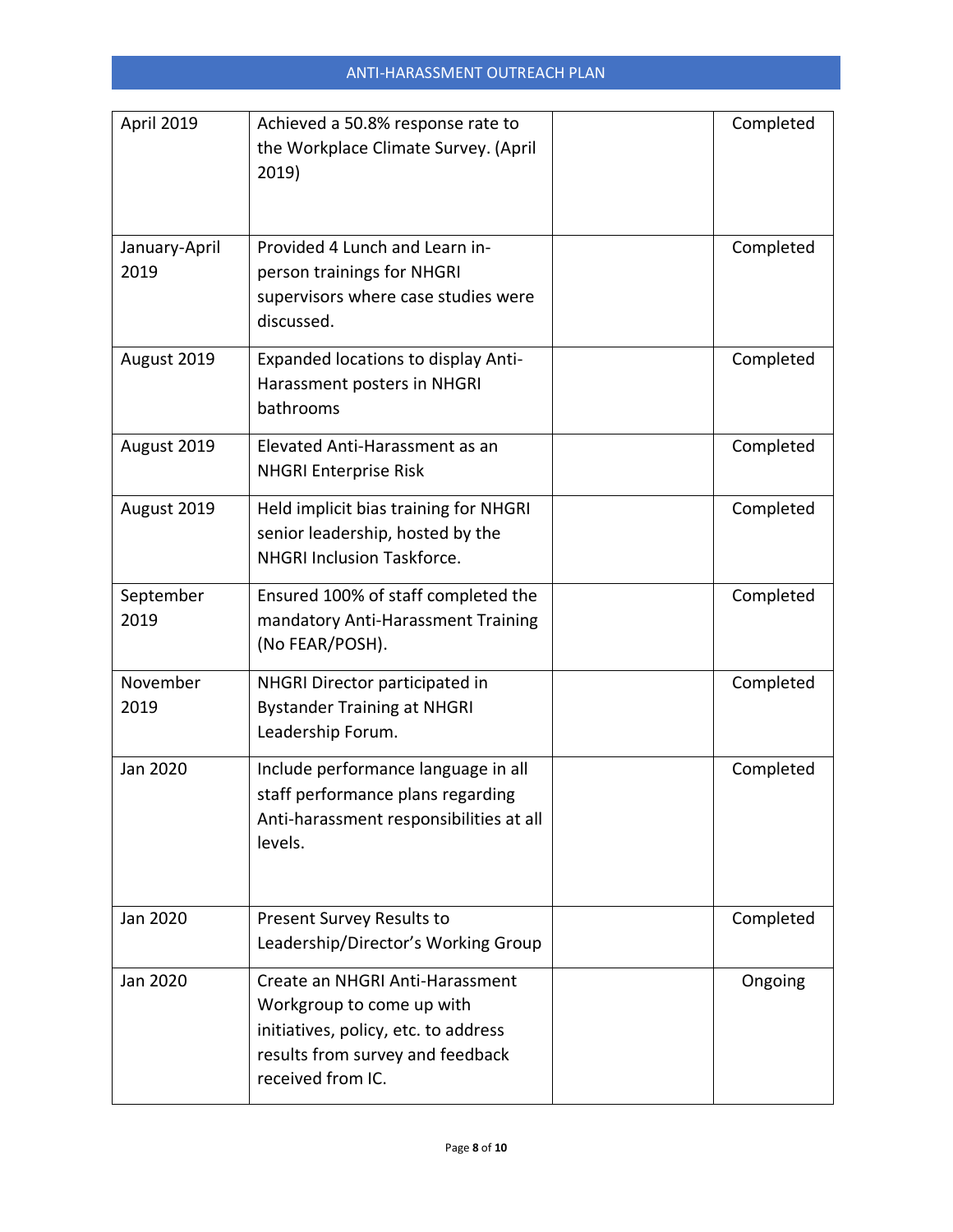| | | | |
|---|---|---|---|
| April 2019 | Achieved a 50.8% response rate to the Workplace Climate Survey. (April 2019) | | Completed |
| January-April 2019 | Provided 4 Lunch and Learn in-person trainings for NHGRI supervisors where case studies were discussed. | | Completed |
| August 2019 | Expanded locations to display Anti-Harassment posters in NHGRI bathrooms | | Completed |
| August 2019 | Elevated Anti-Harassment as an NHGRI Enterprise Risk | | Completed |
| August 2019 | Held implicit bias training for NHGRI senior leadership, hosted by the NHGRI Inclusion Taskforce. | | Completed |
| September 2019 | Ensured 100% of staff completed the mandatory Anti-Harassment Training (No FEAR/POSH). | | Completed |
| November 2019 | NHGRI Director participated in Bystander Training at NHGRI Leadership Forum. | | Completed |
| Jan 2020 | Include performance language in all staff performance plans regarding Anti-harassment responsibilities at all levels. | | Completed |
| Jan 2020 | Present Survey Results to Leadership/Director's Working Group | | Completed |
| Jan 2020 | Create an NHGRI Anti-Harassment Workgroup to come up with initiatives, policy, etc. to address results from survey and feedback received from IC. | | Ongoing |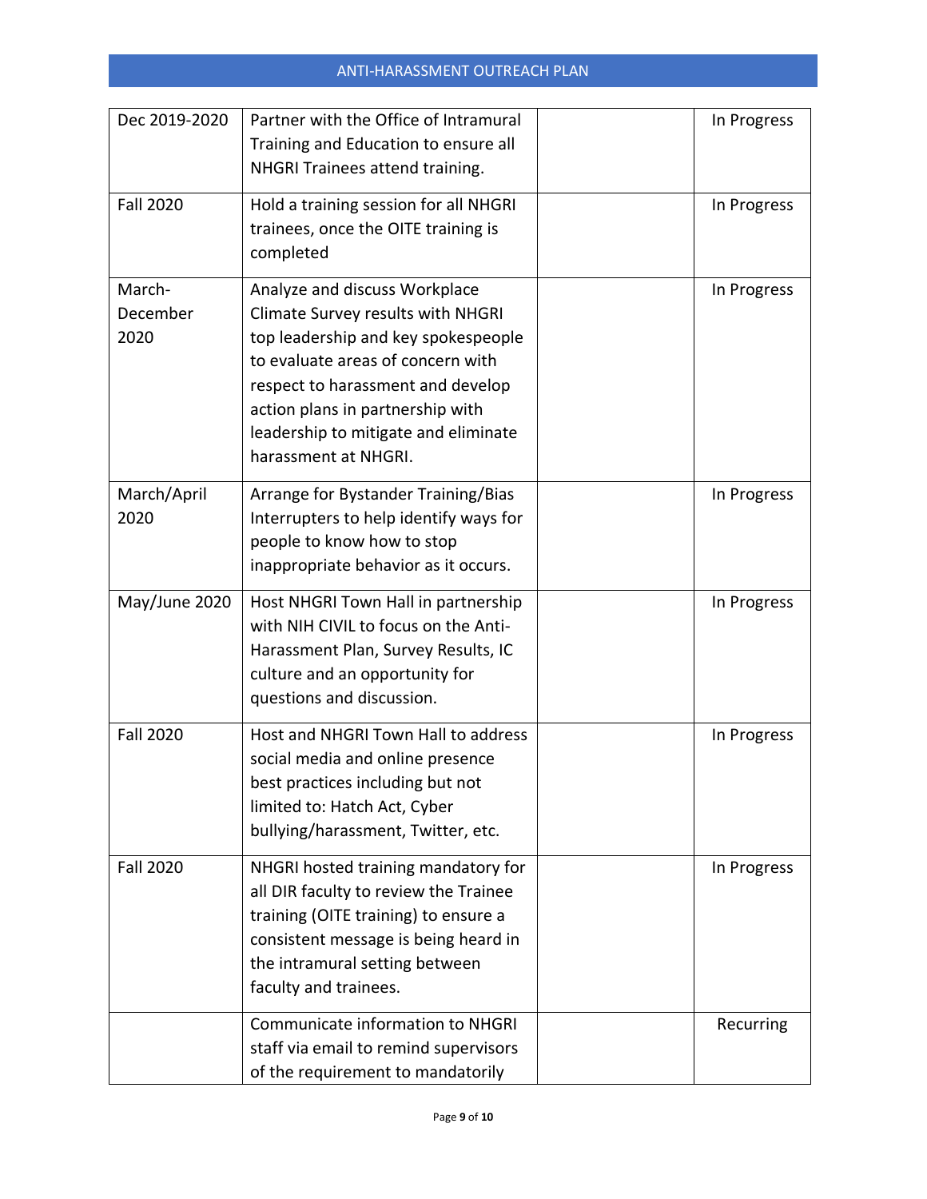| | | | |
|---|---|---|---|
| Dec 2019-2020 | Partner with the Office of Intramural Training and Education to ensure all NHGRI Trainees attend training. | | In Progress |
| Fall 2020 | Hold a training session for all NHGRI trainees, once the OITE training is completed | | In Progress |
| March-December 2020 | Analyze and discuss Workplace Climate Survey results with NHGRI top leadership and key spokespeople to evaluate areas of concern with respect to harassment and develop action plans in partnership with leadership to mitigate and eliminate harassment at NHGRI. | | In Progress |
| March/April 2020 | Arrange for Bystander Training/Bias Interrupters to help identify ways for people to know how to stop inappropriate behavior as it occurs. | | In Progress |
| May/June 2020 | Host NHGRI Town Hall in partnership with NIH CIVIL to focus on the Anti-Harassment Plan, Survey Results, IC culture and an opportunity for questions and discussion. | | In Progress |
| Fall 2020 | Host and NHGRI Town Hall to address social media and online presence best practices including but not limited to: Hatch Act, Cyber bullying/harassment, Twitter, etc. | | In Progress |
| Fall 2020 | NHGRI hosted training mandatory for all DIR faculty to review the Trainee training (OITE training) to ensure a consistent message is being heard in the intramural setting between faculty and trainees. | | In Progress |
| | Communicate information to NHGRI staff via email to remind supervisors of the requirement to mandatorily | | Recurring |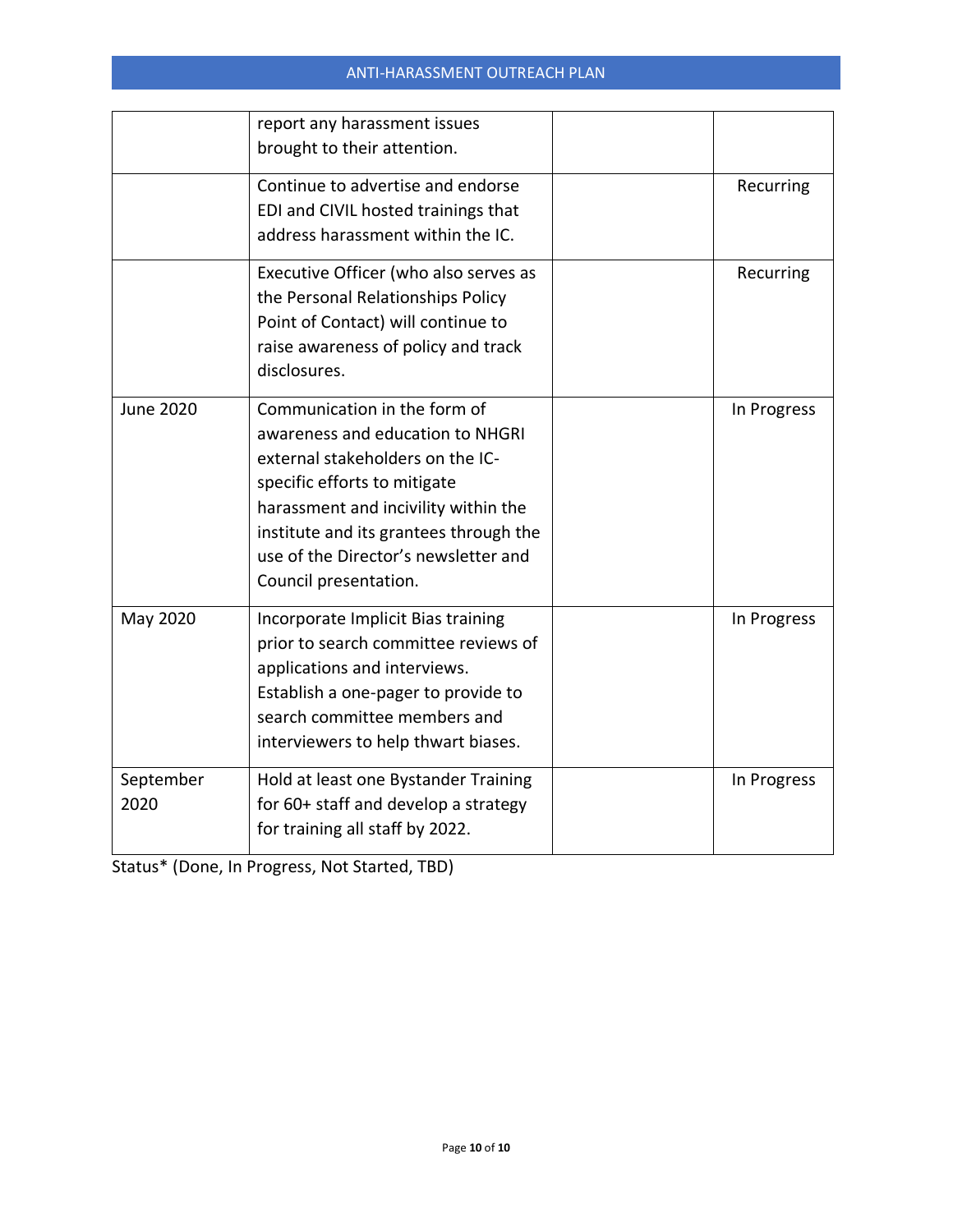| | | | |
|---|---|---|---|
| | report any harassment issues brought to their attention. | | |
| | Continue to advertise and endorse EDI and CIVIL hosted trainings that address harassment within the IC. | | Recurring |
| | Executive Officer (who also serves as the Personal Relationships Policy Point of Contact) will continue to raise awareness of policy and track disclosures. | | Recurring |
| June 2020 | Communication in the form of awareness and education to NHGRI external stakeholders on the IC-specific efforts to mitigate harassment and incivility within the institute and its grantees through the use of the Director's newsletter and Council presentation. | | In Progress |
| May 2020 | Incorporate Implicit Bias training prior to search committee reviews of applications and interviews. Establish a one-pager to provide to search committee members and interviewers to help thwart biases. | | In Progress |
| September 2020 | Hold at least one Bystander Training for 60+ staff and develop a strategy for training all staff by 2022. | | In Progress |

Status* (Done, In Progress, Not Started, TBD)